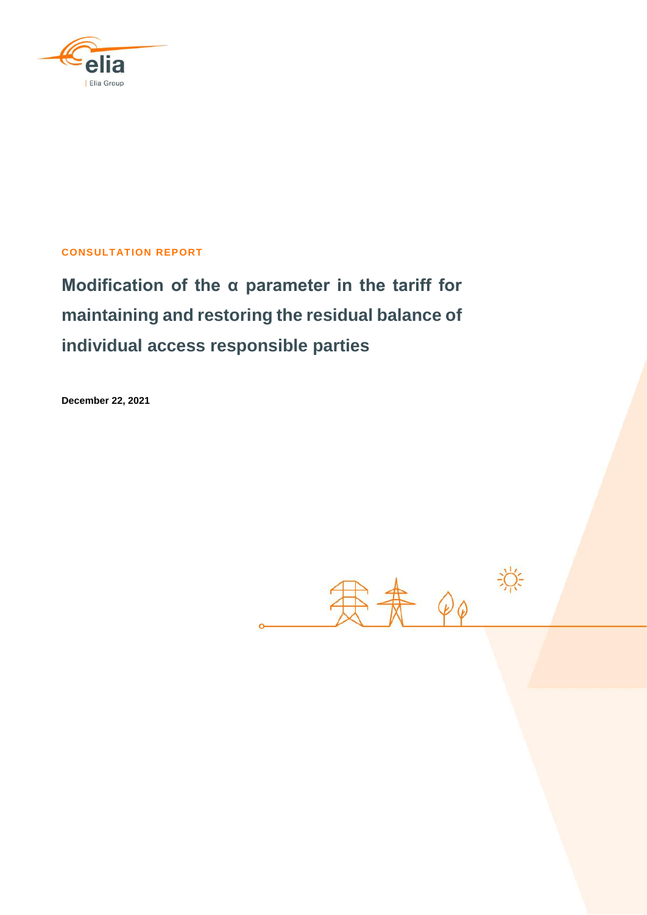elia

Elia Group

**CONSULTATION REPORT**

# Modification of the α parameter in the tariff for maintaining and restoring the residual balance of individual access responsible parties

**December 22, 2021**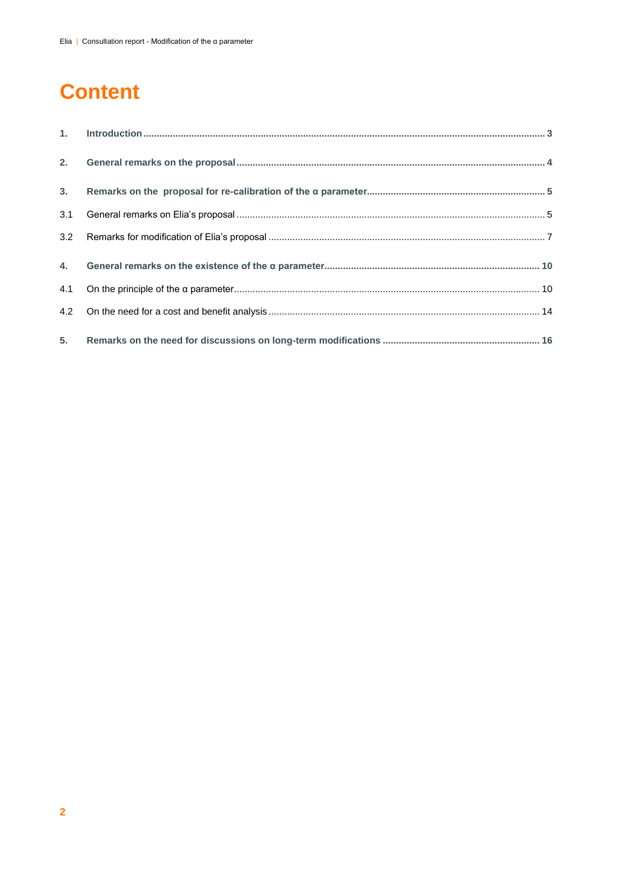# Content

1. **Introduction** ..... 3

2. **General remarks on the proposal** ..... 4

3. **Remarks on the proposal for re-calibration of the α parameter** ..... 5

3.1 General remarks on Elia's proposal ..... 5

3.2 Remarks for modification of Elia's proposal ..... 7

4. **General remarks on the existence of the α parameter** ..... 10

4.1 On the principle of the α parameter ..... 10

4.2 On the need for a cost and benefit analysis ..... 14

5. **Remarks on the need for discussions on long-term modifications** ..... 16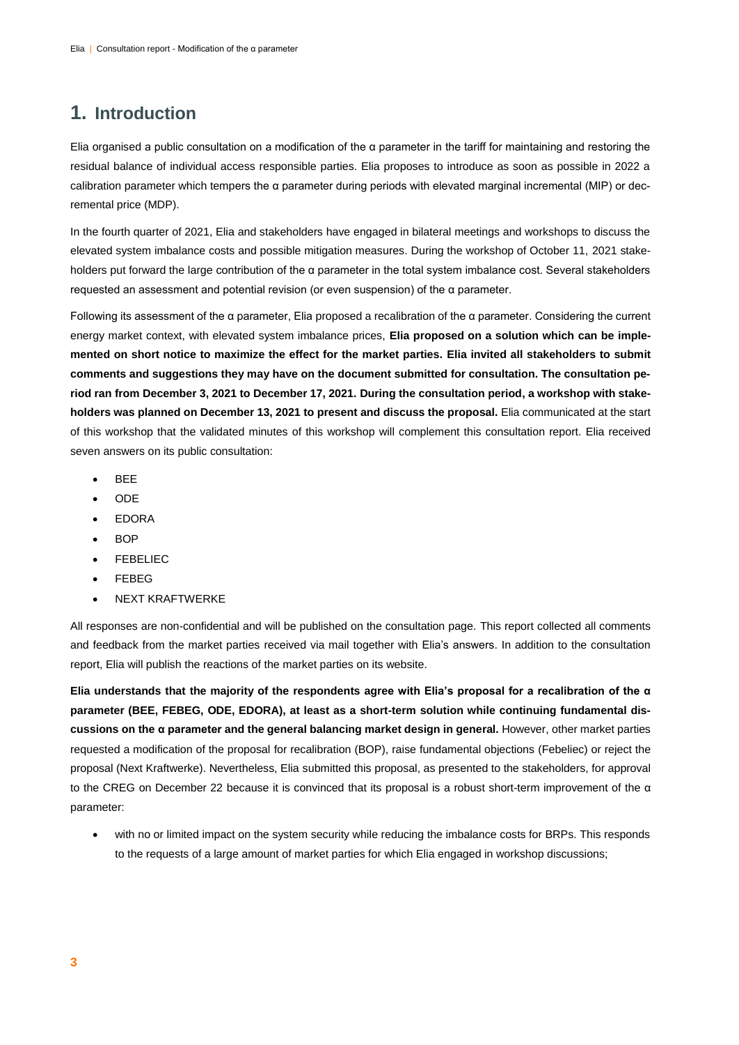# 1. Introduction

Elia organised a public consultation on a modification of the α parameter in the tariff for maintaining and restoring the residual balance of individual access responsible parties. Elia proposes to introduce as soon as possible in 2022 a calibration parameter which tempers the α parameter during periods with elevated marginal incremental (MIP) or decremental price (MDP).

In the fourth quarter of 2021, Elia and stakeholders have engaged in bilateral meetings and workshops to discuss the elevated system imbalance costs and possible mitigation measures. During the workshop of October 11, 2021 stakeholders put forward the large contribution of the α parameter in the total system imbalance cost. Several stakeholders requested an assessment and potential revision (or even suspension) of the α parameter.

Following its assessment of the α parameter, Elia proposed a recalibration of the α parameter. Considering the current energy market context, with elevated system imbalance prices, **Elia proposed on a solution which can be implemented on short notice to maximize the effect for the market parties. Elia invited all stakeholders to submit comments and suggestions they may have on the document submitted for consultation. The consultation period ran from December 3, 2021 to December 17, 2021. During the consultation period, a workshop with stakeholders was planned on December 13, 2021 to present and discuss the proposal.** Elia communicated at the start of this workshop that the validated minutes of this workshop will complement this consultation report. Elia received seven answers on its public consultation:

- BEE
- ODE
- EDORA
- BOP
- FEBELIEC
- FEBEG
- NEXT KRAFTWERKE

All responses are non-confidential and will be published on the consultation page. This report collected all comments and feedback from the market parties received via mail together with Elia's answers. In addition to the consultation report, Elia will publish the reactions of the market parties on its website.

**Elia understands that the majority of the respondents agree with Elia's proposal for a recalibration of the α parameter (BEE, FEBEG, ODE, EDORA), at least as a short-term solution while continuing fundamental discussions on the α parameter and the general balancing market design in general.** However, other market parties requested a modification of the proposal for recalibration (BOP), raise fundamental objections (Febeliec) or reject the proposal (Next Kraftwerke). Nevertheless, Elia submitted this proposal, as presented to the stakeholders, for approval to the CREG on December 22 because it is convinced that its proposal is a robust short-term improvement of the α parameter:

- with no or limited impact on the system security while reducing the imbalance costs for BRPs. This responds to the requests of a large amount of market parties for which Elia engaged in workshop discussions;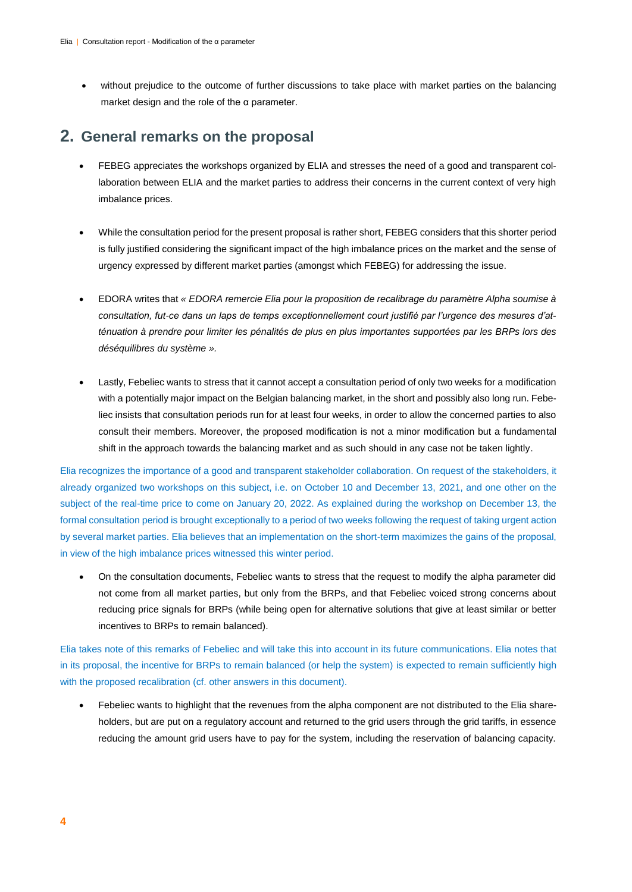- without prejudice to the outcome of further discussions to take place with market parties on the balancing market design and the role of the α parameter.

## 2. General remarks on the proposal

- FEBEG appreciates the workshops organized by ELIA and stresses the need of a good and transparent collaboration between ELIA and the market parties to address their concerns in the current context of very high imbalance prices.

- While the consultation period for the present proposal is rather short, FEBEG considers that this shorter period is fully justified considering the significant impact of the high imbalance prices on the market and the sense of urgency expressed by different market parties (amongst which FEBEG) for addressing the issue.

- EDORA writes that *« EDORA remercie Elia pour la proposition de recalibrage du paramètre Alpha soumise à consultation, fut-ce dans un laps de temps exceptionnellement court justifié par l'urgence des mesures d'atténuation à prendre pour limiter les pénalités de plus en plus importantes supportées par les BRPs lors des déséquilibres du système ».*

- Lastly, Febeliec wants to stress that it cannot accept a consultation period of only two weeks for a modification with a potentially major impact on the Belgian balancing market, in the short and possibly also long run. Febeliec insists that consultation periods run for at least four weeks, in order to allow the concerned parties to also consult their members. Moreover, the proposed modification is not a minor modification but a fundamental shift in the approach towards the balancing market and as such should in any case not be taken lightly.

Elia recognizes the importance of a good and transparent stakeholder collaboration. On request of the stakeholders, it already organized two workshops on this subject, i.e. on October 10 and December 13, 2021, and one other on the subject of the real-time price to come on January 20, 2022. As explained during the workshop on December 13, the formal consultation period is brought exceptionally to a period of two weeks following the request of taking urgent action by several market parties. Elia believes that an implementation on the short-term maximizes the gains of the proposal, in view of the high imbalance prices witnessed this winter period.

- On the consultation documents, Febeliec wants to stress that the request to modify the alpha parameter did not come from all market parties, but only from the BRPs, and that Febeliec voiced strong concerns about reducing price signals for BRPs (while being open for alternative solutions that give at least similar or better incentives to BRPs to remain balanced).

Elia takes note of this remarks of Febeliec and will take this into account in its future communications. Elia notes that in its proposal, the incentive for BRPs to remain balanced (or help the system) is expected to remain sufficiently high with the proposed recalibration (cf. other answers in this document).

- Febeliec wants to highlight that the revenues from the alpha component are not distributed to the Elia shareholders, but are put on a regulatory account and returned to the grid users through the grid tariffs, in essence reducing the amount grid users have to pay for the system, including the reservation of balancing capacity.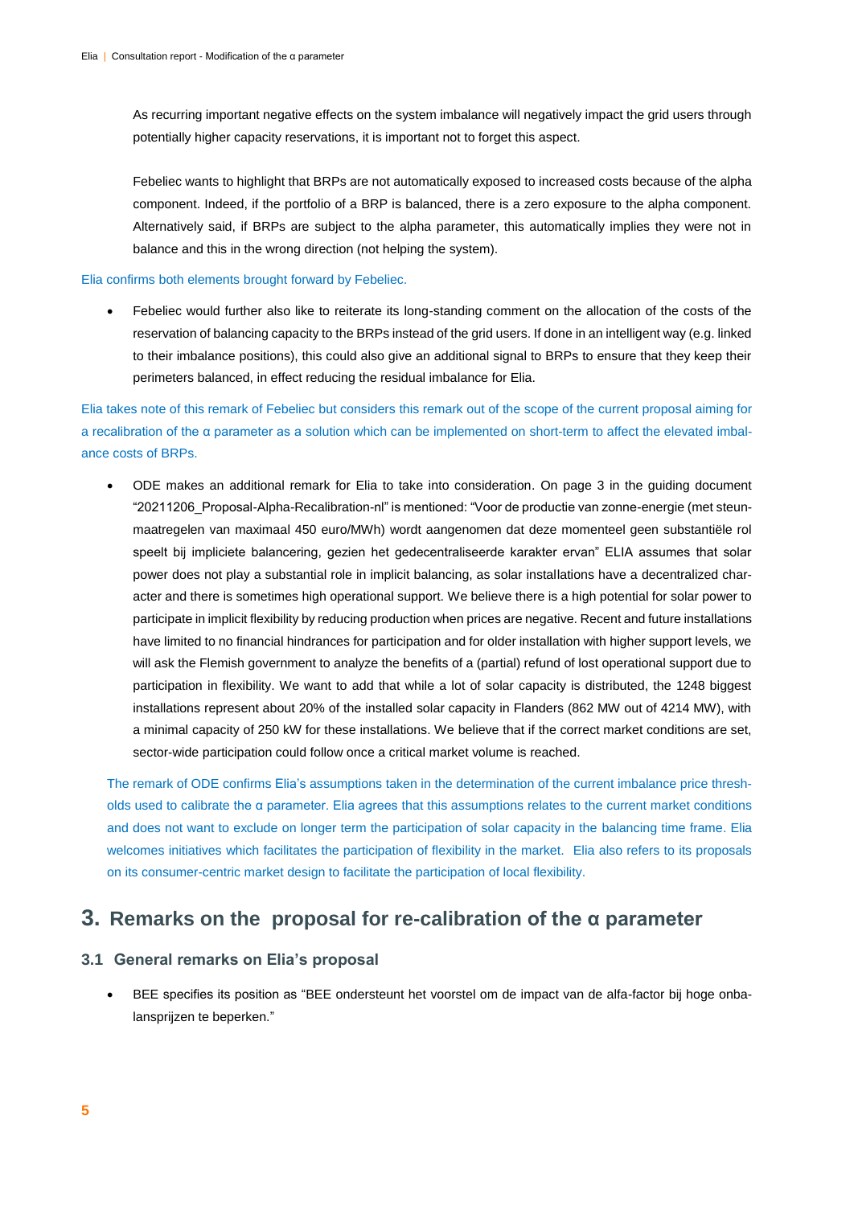As recurring important negative effects on the system imbalance will negatively impact the grid users through potentially higher capacity reservations, it is important not to forget this aspect.

Febeliec wants to highlight that BRPs are not automatically exposed to increased costs because of the alpha component. Indeed, if the portfolio of a BRP is balanced, there is a zero exposure to the alpha component. Alternatively said, if BRPs are subject to the alpha parameter, this automatically implies they were not in balance and this in the wrong direction (not helping the system).

Elia confirms both elements brought forward by Febeliec.

- Febeliec would further also like to reiterate its long-standing comment on the allocation of the costs of the reservation of balancing capacity to the BRPs instead of the grid users. If done in an intelligent way (e.g. linked to their imbalance positions), this could also give an additional signal to BRPs to ensure that they keep their perimeters balanced, in effect reducing the residual imbalance for Elia.

Elia takes note of this remark of Febeliec but considers this remark out of the scope of the current proposal aiming for a recalibration of the α parameter as a solution which can be implemented on short-term to affect the elevated imbalance costs of BRPs.

- ODE makes an additional remark for Elia to take into consideration. On page 3 in the guiding document "20211206_Proposal-Alpha-Recalibration-nl" is mentioned: "Voor de productie van zonne-energie (met steunmaatregelen van maximaal 450 euro/MWh) wordt aangenomen dat deze momenteel geen substantiële rol speelt bij impliciete balancering, gezien het gedecentraliseerde karakter ervan" ELIA assumes that solar power does not play a substantial role in implicit balancing, as solar installations have a decentralized character and there is sometimes high operational support. We believe there is a high potential for solar power to participate in implicit flexibility by reducing production when prices are negative. Recent and future installations have limited to no financial hindrances for participation and for older installation with higher support levels, we will ask the Flemish government to analyze the benefits of a (partial) refund of lost operational support due to participation in flexibility. We want to add that while a lot of solar capacity is distributed, the 1248 biggest installations represent about 20% of the installed solar capacity in Flanders (862 MW out of 4214 MW), with a minimal capacity of 250 kW for these installations. We believe that if the correct market conditions are set, sector-wide participation could follow once a critical market volume is reached.

The remark of ODE confirms Elia's assumptions taken in the determination of the current imbalance price thresholds used to calibrate the α parameter. Elia agrees that this assumptions relates to the current market conditions and does not want to exclude on longer term the participation of solar capacity in the balancing time frame. Elia welcomes initiatives which facilitates the participation of flexibility in the market. Elia also refers to its proposals on its consumer-centric market design to facilitate the participation of local flexibility.

# 3. Remarks on the proposal for re-calibration of the α parameter

## 3.1 General remarks on Elia's proposal

- BEE specifies its position as "BEE ondersteunt het voorstel om de impact van de alfa-factor bij hoge onbalansprijzen te beperken."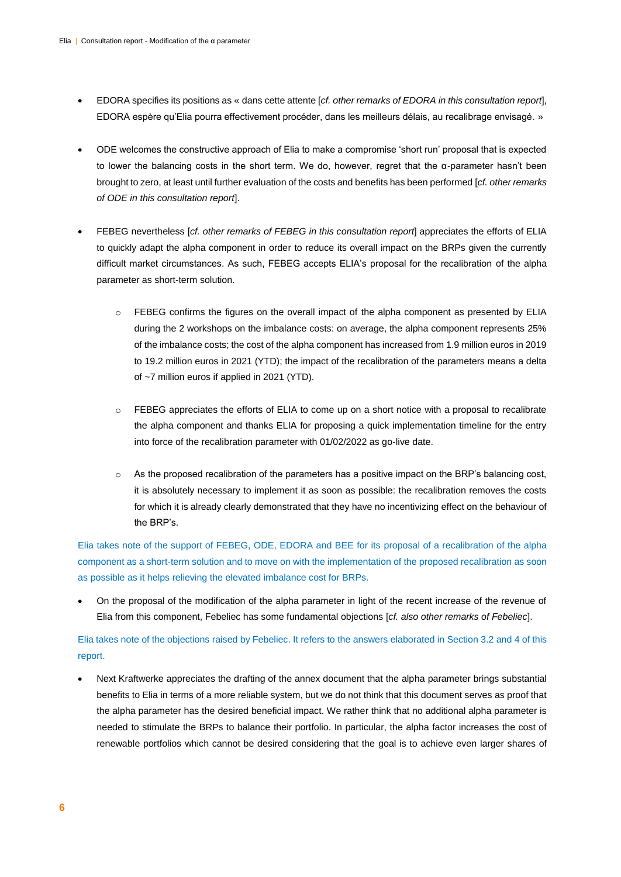- EDORA specifies its positions as « dans cette attente [*cf. other remarks of EDORA in this consultation report*], EDORA espère qu'Elia pourra effectivement procéder, dans les meilleurs délais, au recalibrage envisagé. »

- ODE welcomes the constructive approach of Elia to make a compromise 'short run' proposal that is expected to lower the balancing costs in the short term. We do, however, regret that the α-parameter hasn't been brought to zero, at least until further evaluation of the costs and benefits has been performed [*cf. other remarks of ODE in this consultation report*].

- FEBEG nevertheless [*cf. other remarks of FEBEG in this consultation report*] appreciates the efforts of ELIA to quickly adapt the alpha component in order to reduce its overall impact on the BRPs given the currently difficult market circumstances. As such, FEBEG accepts ELIA's proposal for the recalibration of the alpha parameter as short-term solution.

    - FEBEG confirms the figures on the overall impact of the alpha component as presented by ELIA during the 2 workshops on the imbalance costs: on average, the alpha component represents 25% of the imbalance costs; the cost of the alpha component has increased from 1.9 million euros in 2019 to 19.2 million euros in 2021 (YTD); the impact of the recalibration of the parameters means a delta of ~7 million euros if applied in 2021 (YTD).

    - FEBEG appreciates the efforts of ELIA to come up on a short notice with a proposal to recalibrate the alpha component and thanks ELIA for proposing a quick implementation timeline for the entry into force of the recalibration parameter with 01/02/2022 as go-live date.

    - As the proposed recalibration of the parameters has a positive impact on the BRP's balancing cost, it is absolutely necessary to implement it as soon as possible: the recalibration removes the costs for which it is already clearly demonstrated that they have no incentivizing effect on the behaviour of the BRP's.

Elia takes note of the support of FEBEG, ODE, EDORA and BEE for its proposal of a recalibration of the alpha component as a short-term solution and to move on with the implementation of the proposed recalibration as soon as possible as it helps relieving the elevated imbalance cost for BRPs.

- On the proposal of the modification of the alpha parameter in light of the recent increase of the revenue of Elia from this component, Febeliec has some fundamental objections [*cf. also other remarks of Febeliec*].

Elia takes note of the objections raised by Febeliec. It refers to the answers elaborated in Section 3.2 and 4 of this report.

- Next Kraftwerke appreciates the drafting of the annex document that the alpha parameter brings substantial benefits to Elia in terms of a more reliable system, but we do not think that this document serves as proof that the alpha parameter has the desired beneficial impact. We rather think that no additional alpha parameter is needed to stimulate the BRPs to balance their portfolio. In particular, the alpha factor increases the cost of renewable portfolios which cannot be desired considering that the goal is to achieve even larger shares of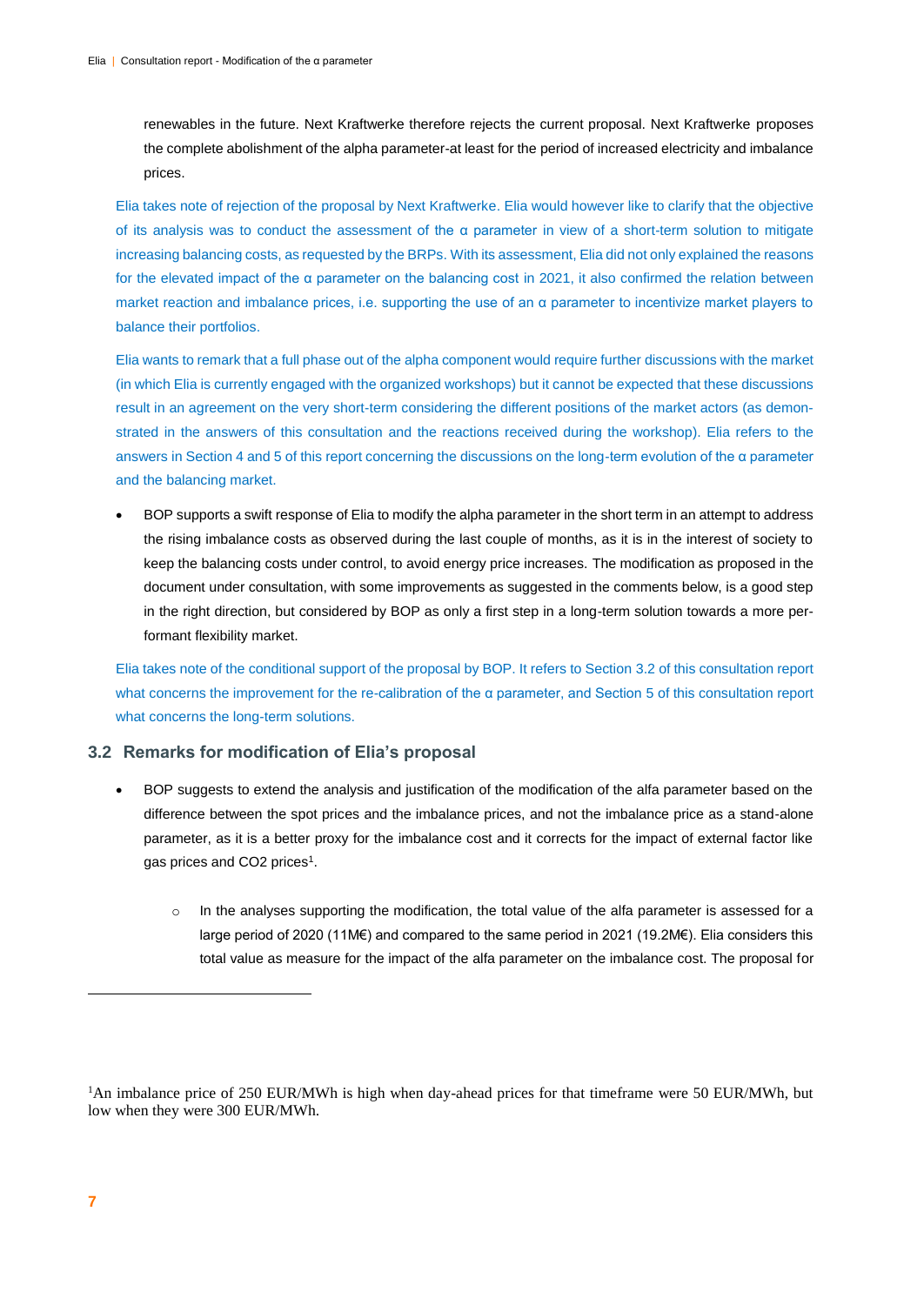renewables in the future. Next Kraftwerke therefore rejects the current proposal. Next Kraftwerke proposes the complete abolishment of the alpha parameter-at least for the period of increased electricity and imbalance prices.

Elia takes note of rejection of the proposal by Next Kraftwerke. Elia would however like to clarify that the objective of its analysis was to conduct the assessment of the α parameter in view of a short-term solution to mitigate increasing balancing costs, as requested by the BRPs. With its assessment, Elia did not only explained the reasons for the elevated impact of the α parameter on the balancing cost in 2021, it also confirmed the relation between market reaction and imbalance prices, i.e. supporting the use of an α parameter to incentivize market players to balance their portfolios.

Elia wants to remark that a full phase out of the alpha component would require further discussions with the market (in which Elia is currently engaged with the organized workshops) but it cannot be expected that these discussions result in an agreement on the very short-term considering the different positions of the market actors (as demonstrated in the answers of this consultation and the reactions received during the workshop). Elia refers to the answers in Section 4 and 5 of this report concerning the discussions on the long-term evolution of the α parameter and the balancing market.

- BOP supports a swift response of Elia to modify the alpha parameter in the short term in an attempt to address the rising imbalance costs as observed during the last couple of months, as it is in the interest of society to keep the balancing costs under control, to avoid energy price increases. The modification as proposed in the document under consultation, with some improvements as suggested in the comments below, is a good step in the right direction, but considered by BOP as only a first step in a long-term solution towards a more performant flexibility market.

Elia takes note of the conditional support of the proposal by BOP. It refers to Section 3.2 of this consultation report what concerns the improvement for the re-calibration of the α parameter, and Section 5 of this consultation report what concerns the long-term solutions.

## 3.2 Remarks for modification of Elia's proposal

- BOP suggests to extend the analysis and justification of the modification of the alfa parameter based on the difference between the spot prices and the imbalance prices, and not the imbalance price as a stand-alone parameter, as it is a better proxy for the imbalance cost and it corrects for the impact of external factor like gas prices and CO2 prices[1].
  - In the analyses supporting the modification, the total value of the alfa parameter is assessed for a large period of 2020 (11M€) and compared to the same period in 2021 (19.2M€). Elia considers this total value as measure for the impact of the alfa parameter on the imbalance cost. The proposal for

[1] An imbalance price of 250 EUR/MWh is high when day-ahead prices for that timeframe were 50 EUR/MWh, but low when they were 300 EUR/MWh.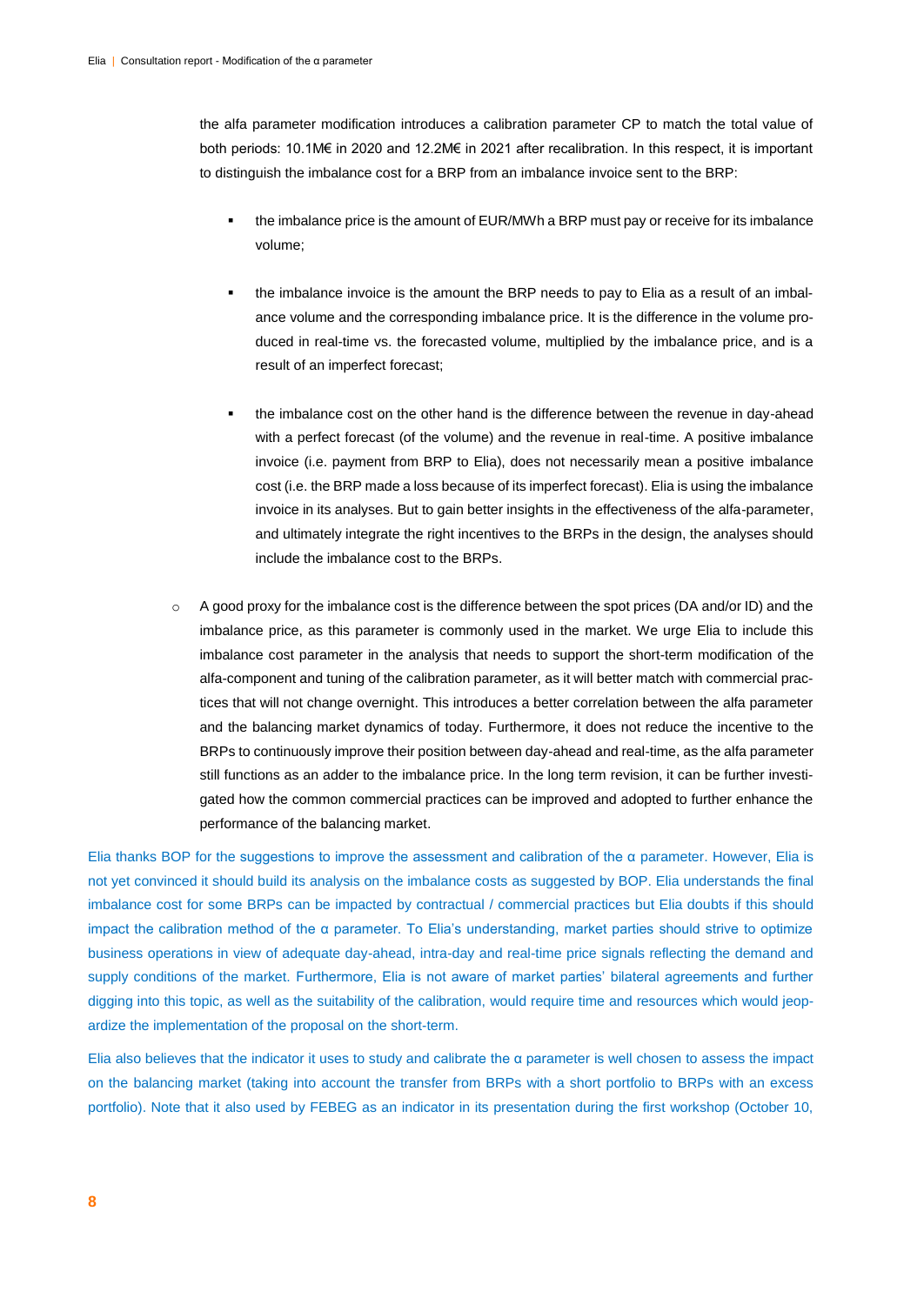the alfa parameter modification introduces a calibration parameter CP to match the total value of both periods: 10.1M€ in 2020 and 12.2M€ in 2021 after recalibration. In this respect, it is important to distinguish the imbalance cost for a BRP from an imbalance invoice sent to the BRP:

- the imbalance price is the amount of EUR/MWh a BRP must pay or receive for its imbalance volume;
- the imbalance invoice is the amount the BRP needs to pay to Elia as a result of an imbalance volume and the corresponding imbalance price. It is the difference in the volume produced in real-time vs. the forecasted volume, multiplied by the imbalance price, and is a result of an imperfect forecast;
- the imbalance cost on the other hand is the difference between the revenue in day-ahead with a perfect forecast (of the volume) and the revenue in real-time. A positive imbalance invoice (i.e. payment from BRP to Elia), does not necessarily mean a positive imbalance cost (i.e. the BRP made a loss because of its imperfect forecast). Elia is using the imbalance invoice in its analyses. But to gain better insights in the effectiveness of the alfa-parameter, and ultimately integrate the right incentives to the BRPs in the design, the analyses should include the imbalance cost to the BRPs.

- A good proxy for the imbalance cost is the difference between the spot prices (DA and/or ID) and the imbalance price, as this parameter is commonly used in the market. We urge Elia to include this imbalance cost parameter in the analysis that needs to support the short-term modification of the alfa-component and tuning of the calibration parameter, as it will better match with commercial practices that will not change overnight. This introduces a better correlation between the alfa parameter and the balancing market dynamics of today. Furthermore, it does not reduce the incentive to the BRPs to continuously improve their position between day-ahead and real-time, as the alfa parameter still functions as an adder to the imbalance price. In the long term revision, it can be further investigated how the common commercial practices can be improved and adopted to further enhance the performance of the balancing market.

Elia thanks BOP for the suggestions to improve the assessment and calibration of the α parameter. However, Elia is not yet convinced it should build its analysis on the imbalance costs as suggested by BOP. Elia understands the final imbalance cost for some BRPs can be impacted by contractual / commercial practices but Elia doubts if this should impact the calibration method of the α parameter. To Elia's understanding, market parties should strive to optimize business operations in view of adequate day-ahead, intra-day and real-time price signals reflecting the demand and supply conditions of the market. Furthermore, Elia is not aware of market parties' bilateral agreements and further digging into this topic, as well as the suitability of the calibration, would require time and resources which would jeopardize the implementation of the proposal on the short-term.

Elia also believes that the indicator it uses to study and calibrate the α parameter is well chosen to assess the impact on the balancing market (taking into account the transfer from BRPs with a short portfolio to BRPs with an excess portfolio). Note that it also used by FEBEG as an indicator in its presentation during the first workshop (October 10,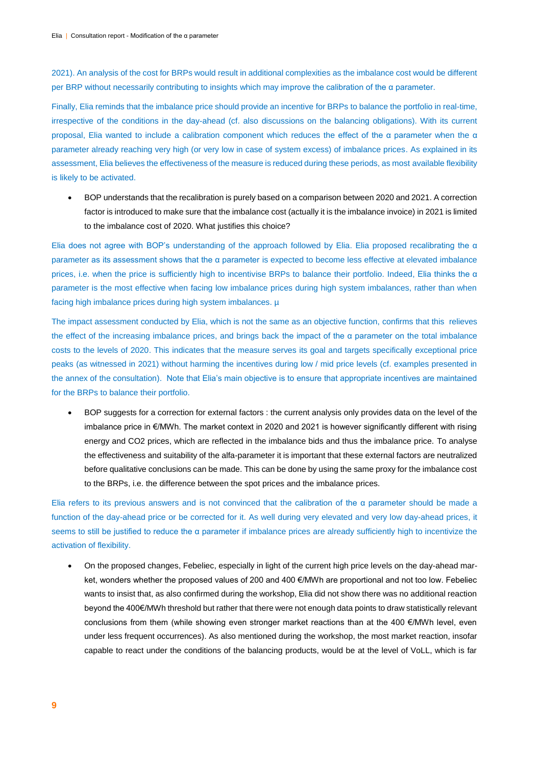2021). An analysis of the cost for BRPs would result in additional complexities as the imbalance cost would be different per BRP without necessarily contributing to insights which may improve the calibration of the α parameter.

Finally, Elia reminds that the imbalance price should provide an incentive for BRPs to balance the portfolio in real-time, irrespective of the conditions in the day-ahead (cf. also discussions on the balancing obligations). With its current proposal, Elia wanted to include a calibration component which reduces the effect of the α parameter when the α parameter already reaching very high (or very low in case of system excess) of imbalance prices. As explained in its assessment, Elia believes the effectiveness of the measure is reduced during these periods, as most available flexibility is likely to be activated.

- BOP understands that the recalibration is purely based on a comparison between 2020 and 2021. A correction factor is introduced to make sure that the imbalance cost (actually it is the imbalance invoice) in 2021 is limited to the imbalance cost of 2020. What justifies this choice?

Elia does not agree with BOP's understanding of the approach followed by Elia. Elia proposed recalibrating the α parameter as its assessment shows that the α parameter is expected to become less effective at elevated imbalance prices, i.e. when the price is sufficiently high to incentivise BRPs to balance their portfolio. Indeed, Elia thinks the α parameter is the most effective when facing low imbalance prices during high system imbalances, rather than when facing high imbalance prices during high system imbalances. µ

The impact assessment conducted by Elia, which is not the same as an objective function, confirms that this relieves the effect of the increasing imbalance prices, and brings back the impact of the α parameter on the total imbalance costs to the levels of 2020. This indicates that the measure serves its goal and targets specifically exceptional price peaks (as witnessed in 2021) without harming the incentives during low / mid price levels (cf. examples presented in the annex of the consultation). Note that Elia's main objective is to ensure that appropriate incentives are maintained for the BRPs to balance their portfolio.

- BOP suggests for a correction for external factors : the current analysis only provides data on the level of the imbalance price in €/MWh. The market context in 2020 and 2021 is however significantly different with rising energy and CO2 prices, which are reflected in the imbalance bids and thus the imbalance price. To analyse the effectiveness and suitability of the alfa-parameter it is important that these external factors are neutralized before qualitative conclusions can be made. This can be done by using the same proxy for the imbalance cost to the BRPs, i.e. the difference between the spot prices and the imbalance prices.

Elia refers to its previous answers and is not convinced that the calibration of the α parameter should be made a function of the day-ahead price or be corrected for it. As well during very elevated and very low day-ahead prices, it seems to still be justified to reduce the α parameter if imbalance prices are already sufficiently high to incentivize the activation of flexibility.

- On the proposed changes, Febeliec, especially in light of the current high price levels on the day-ahead market, wonders whether the proposed values of 200 and 400 €/MWh are proportional and not too low. Febeliec wants to insist that, as also confirmed during the workshop, Elia did not show there was no additional reaction beyond the 400€/MWh threshold but rather that there were not enough data points to draw statistically relevant conclusions from them (while showing even stronger market reactions than at the 400 €/MWh level, even under less frequent occurrences). As also mentioned during the workshop, the most market reaction, insofar capable to react under the conditions of the balancing products, would be at the level of VoLL, which is far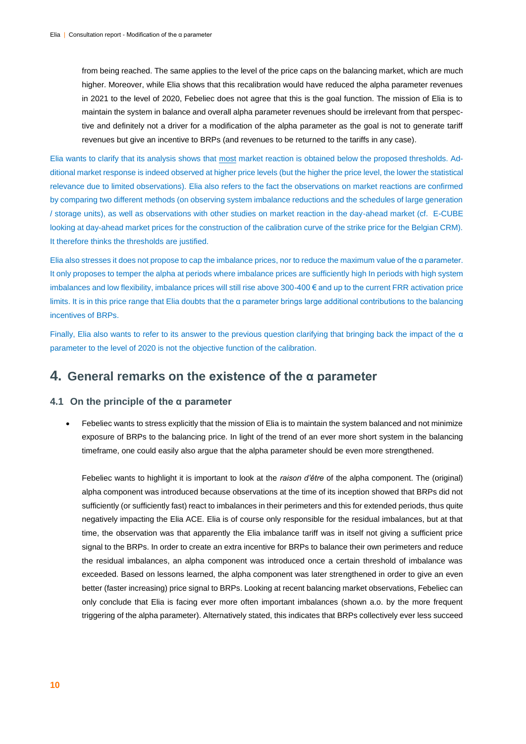from being reached. The same applies to the level of the price caps on the balancing market, which are much higher. Moreover, while Elia shows that this recalibration would have reduced the alpha parameter revenues in 2021 to the level of 2020, Febeliec does not agree that this is the goal function. The mission of Elia is to maintain the system in balance and overall alpha parameter revenues should be irrelevant from that perspective and definitely not a driver for a modification of the alpha parameter as the goal is not to generate tariff revenues but give an incentive to BRPs (and revenues to be returned to the tariffs in any case).

Elia wants to clarify that its analysis shows that most market reaction is obtained below the proposed thresholds. Additional market response is indeed observed at higher price levels (but the higher the price level, the lower the statistical relevance due to limited observations). Elia also refers to the fact the observations on market reactions are confirmed by comparing two different methods (on observing system imbalance reductions and the schedules of large generation / storage units), as well as observations with other studies on market reaction in the day-ahead market (cf. E-CUBE looking at day-ahead market prices for the construction of the calibration curve of the strike price for the Belgian CRM). It therefore thinks the thresholds are justified.

Elia also stresses it does not propose to cap the imbalance prices, nor to reduce the maximum value of the α parameter. It only proposes to temper the alpha at periods where imbalance prices are sufficiently high In periods with high system imbalances and low flexibility, imbalance prices will still rise above 300-400 € and up to the current FRR activation price limits. It is in this price range that Elia doubts that the α parameter brings large additional contributions to the balancing incentives of BRPs.

Finally, Elia also wants to refer to its answer to the previous question clarifying that bringing back the impact of the α parameter to the level of 2020 is not the objective function of the calibration.

# 4. General remarks on the existence of the α parameter

## 4.1 On the principle of the α parameter

- Febeliec wants to stress explicitly that the mission of Elia is to maintain the system balanced and not minimize exposure of BRPs to the balancing price. In light of the trend of an ever more short system in the balancing timeframe, one could easily also argue that the alpha parameter should be even more strengthened.

  Febeliec wants to highlight it is important to look at the *raison d'être* of the alpha component. The (original) alpha component was introduced because observations at the time of its inception showed that BRPs did not sufficiently (or sufficiently fast) react to imbalances in their perimeters and this for extended periods, thus quite negatively impacting the Elia ACE. Elia is of course only responsible for the residual imbalances, but at that time, the observation was that apparently the Elia imbalance tariff was in itself not giving a sufficient price signal to the BRPs. In order to create an extra incentive for BRPs to balance their own perimeters and reduce the residual imbalances, an alpha component was introduced once a certain threshold of imbalance was exceeded. Based on lessons learned, the alpha component was later strengthened in order to give an even better (faster increasing) price signal to BRPs. Looking at recent balancing market observations, Febeliec can only conclude that Elia is facing ever more often important imbalances (shown a.o. by the more frequent triggering of the alpha parameter). Alternatively stated, this indicates that BRPs collectively ever less succeed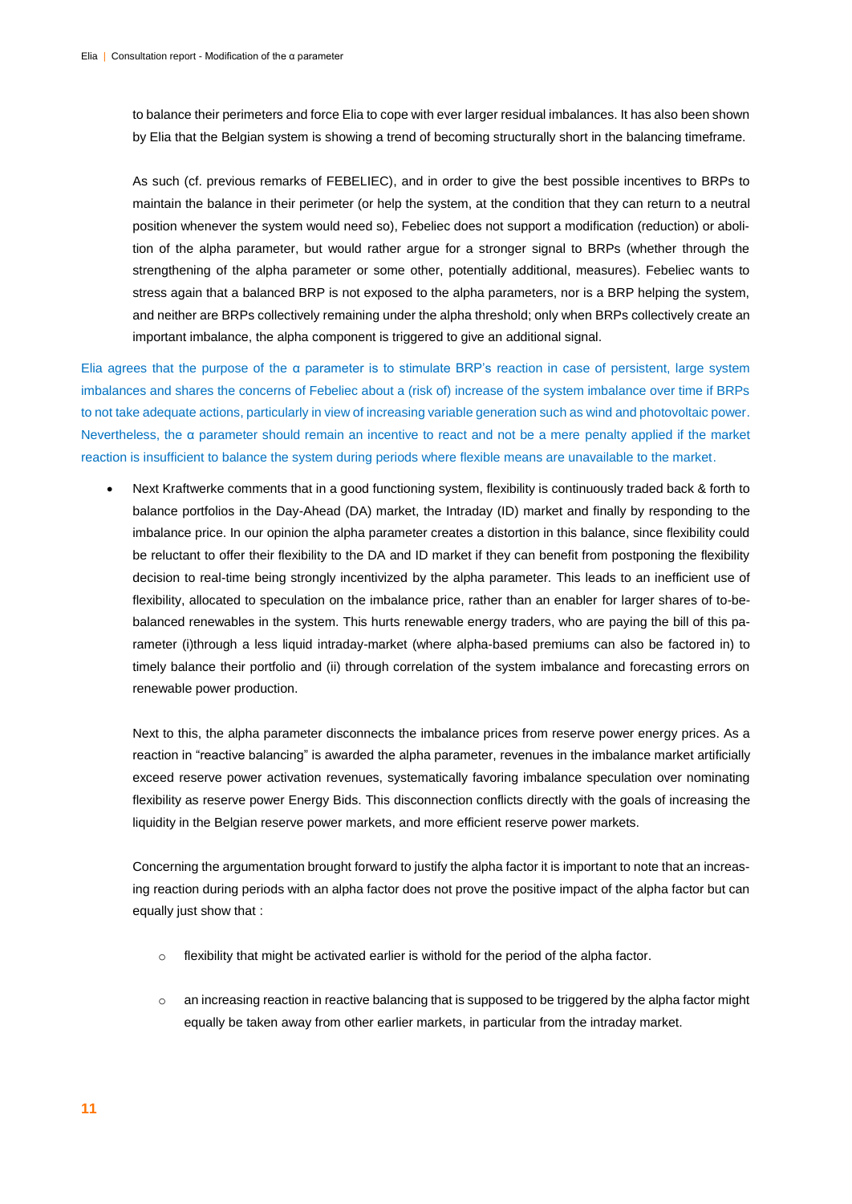to balance their perimeters and force Elia to cope with ever larger residual imbalances. It has also been shown by Elia that the Belgian system is showing a trend of becoming structurally short in the balancing timeframe.

As such (cf. previous remarks of FEBELIEC), and in order to give the best possible incentives to BRPs to maintain the balance in their perimeter (or help the system, at the condition that they can return to a neutral position whenever the system would need so), Febeliec does not support a modification (reduction) or abolition of the alpha parameter, but would rather argue for a stronger signal to BRPs (whether through the strengthening of the alpha parameter or some other, potentially additional, measures). Febeliec wants to stress again that a balanced BRP is not exposed to the alpha parameters, nor is a BRP helping the system, and neither are BRPs collectively remaining under the alpha threshold; only when BRPs collectively create an important imbalance, the alpha component is triggered to give an additional signal.

Elia agrees that the purpose of the α parameter is to stimulate BRP's reaction in case of persistent, large system imbalances and shares the concerns of Febeliec about a (risk of) increase of the system imbalance over time if BRPs to not take adequate actions, particularly in view of increasing variable generation such as wind and photovoltaic power. Nevertheless, the α parameter should remain an incentive to react and not be a mere penalty applied if the market reaction is insufficient to balance the system during periods where flexible means are unavailable to the market.

- Next Kraftwerke comments that in a good functioning system, flexibility is continuously traded back & forth to balance portfolios in the Day-Ahead (DA) market, the Intraday (ID) market and finally by responding to the imbalance price. In our opinion the alpha parameter creates a distortion in this balance, since flexibility could be reluctant to offer their flexibility to the DA and ID market if they can benefit from postponing the flexibility decision to real-time being strongly incentivized by the alpha parameter. This leads to an inefficient use of flexibility, allocated to speculation on the imbalance price, rather than an enabler for larger shares of to-be-balanced renewables in the system. This hurts renewable energy traders, who are paying the bill of this parameter (i)through a less liquid intraday-market (where alpha-based premiums can also be factored in) to timely balance their portfolio and (ii) through correlation of the system imbalance and forecasting errors on renewable power production.

  Next to this, the alpha parameter disconnects the imbalance prices from reserve power energy prices. As a reaction in "reactive balancing" is awarded the alpha parameter, revenues in the imbalance market artificially exceed reserve power activation revenues, systematically favoring imbalance speculation over nominating flexibility as reserve power Energy Bids. This disconnection conflicts directly with the goals of increasing the liquidity in the Belgian reserve power markets, and more efficient reserve power markets.

  Concerning the argumentation brought forward to justify the alpha factor it is important to note that an increasing reaction during periods with an alpha factor does not prove the positive impact of the alpha factor but can equally just show that :

  - flexibility that might be activated earlier is withold for the period of the alpha factor.
  - an increasing reaction in reactive balancing that is supposed to be triggered by the alpha factor might equally be taken away from other earlier markets, in particular from the intraday market.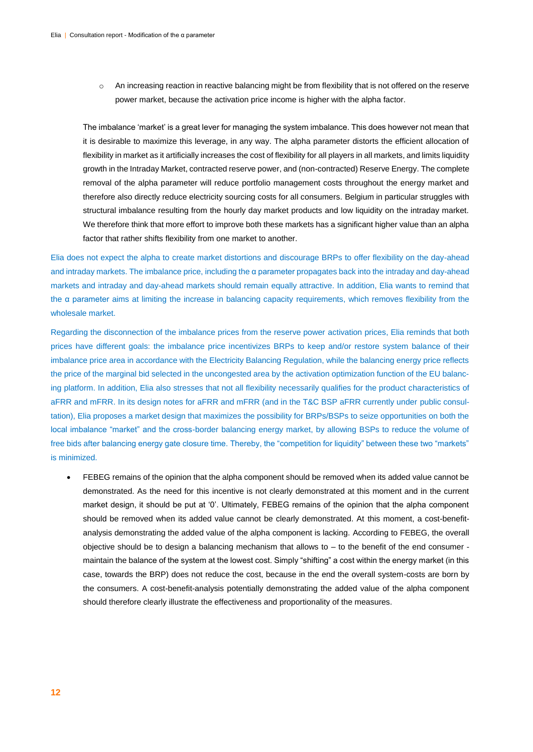- An increasing reaction in reactive balancing might be from flexibility that is not offered on the reserve power market, because the activation price income is higher with the alpha factor.

  The imbalance 'market' is a great lever for managing the system imbalance. This does however not mean that it is desirable to maximize this leverage, in any way. The alpha parameter distorts the efficient allocation of flexibility in market as it artificially increases the cost of flexibility for all players in all markets, and limits liquidity growth in the Intraday Market, contracted reserve power, and (non-contracted) Reserve Energy. The complete removal of the alpha parameter will reduce portfolio management costs throughout the energy market and therefore also directly reduce electricity sourcing costs for all consumers. Belgium in particular struggles with structural imbalance resulting from the hourly day market products and low liquidity on the intraday market. We therefore think that more effort to improve both these markets has a significant higher value than an alpha factor that rather shifts flexibility from one market to another.

Elia does not expect the alpha to create market distortions and discourage BRPs to offer flexibility on the day-ahead and intraday markets. The imbalance price, including the α parameter propagates back into the intraday and day-ahead markets and intraday and day-ahead markets should remain equally attractive. In addition, Elia wants to remind that the α parameter aims at limiting the increase in balancing capacity requirements, which removes flexibility from the wholesale market.

Regarding the disconnection of the imbalance prices from the reserve power activation prices, Elia reminds that both prices have different goals: the imbalance price incentivizes BRPs to keep and/or restore system balance of their imbalance price area in accordance with the Electricity Balancing Regulation, while the balancing energy price reflects the price of the marginal bid selected in the uncongested area by the activation optimization function of the EU balancing platform. In addition, Elia also stresses that not all flexibility necessarily qualifies for the product characteristics of aFRR and mFRR. In its design notes for aFRR and mFRR (and in the T&C BSP aFRR currently under public consultation), Elia proposes a market design that maximizes the possibility for BRPs/BSPs to seize opportunities on both the local imbalance "market" and the cross-border balancing energy market, by allowing BSPs to reduce the volume of free bids after balancing energy gate closure time. Thereby, the "competition for liquidity" between these two "markets" is minimized.

- FEBEG remains of the opinion that the alpha component should be removed when its added value cannot be demonstrated. As the need for this incentive is not clearly demonstrated at this moment and in the current market design, it should be put at '0'. Ultimately, FEBEG remains of the opinion that the alpha component should be removed when its added value cannot be clearly demonstrated. At this moment, a cost-benefit-analysis demonstrating the added value of the alpha component is lacking. According to FEBEG, the overall objective should be to design a balancing mechanism that allows to – to the benefit of the end consumer - maintain the balance of the system at the lowest cost. Simply "shifting" a cost within the energy market (in this case, towards the BRP) does not reduce the cost, because in the end the overall system-costs are born by the consumers. A cost-benefit-analysis potentially demonstrating the added value of the alpha component should therefore clearly illustrate the effectiveness and proportionality of the measures.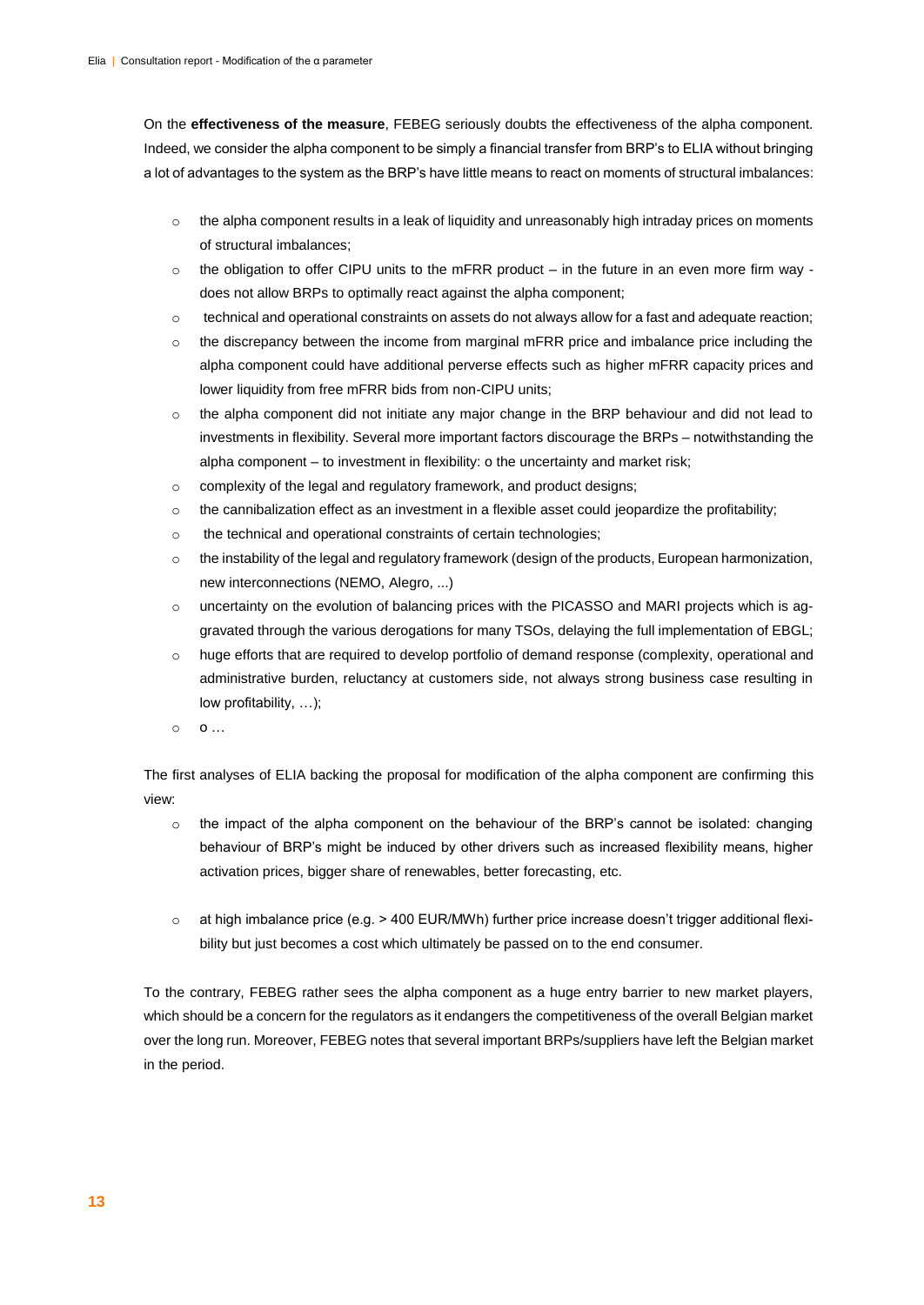On the **effectiveness of the measure**, FEBEG seriously doubts the effectiveness of the alpha component. Indeed, we consider the alpha component to be simply a financial transfer from BRP's to ELIA without bringing a lot of advantages to the system as the BRP's have little means to react on moments of structural imbalances:

- the alpha component results in a leak of liquidity and unreasonably high intraday prices on moments of structural imbalances;
- the obligation to offer CIPU units to the mFRR product – in the future in an even more firm way - does not allow BRPs to optimally react against the alpha component;
- technical and operational constraints on assets do not always allow for a fast and adequate reaction;
- the discrepancy between the income from marginal mFRR price and imbalance price including the alpha component could have additional perverse effects such as higher mFRR capacity prices and lower liquidity from free mFRR bids from non-CIPU units;
- the alpha component did not initiate any major change in the BRP behaviour and did not lead to investments in flexibility. Several more important factors discourage the BRPs – notwithstanding the alpha component – to investment in flexibility: o the uncertainty and market risk;
- complexity of the legal and regulatory framework, and product designs;
- the cannibalization effect as an investment in a flexible asset could jeopardize the profitability;
- the technical and operational constraints of certain technologies;
- the instability of the legal and regulatory framework (design of the products, European harmonization, new interconnections (NEMO, Alegro, ...)
- uncertainty on the evolution of balancing prices with the PICASSO and MARI projects which is aggravated through the various derogations for many TSOs, delaying the full implementation of EBGL;
- huge efforts that are required to develop portfolio of demand response (complexity, operational and administrative burden, reluctancy at customers side, not always strong business case resulting in low profitability, …);
- o …

The first analyses of ELIA backing the proposal for modification of the alpha component are confirming this view:

- the impact of the alpha component on the behaviour of the BRP's cannot be isolated: changing behaviour of BRP's might be induced by other drivers such as increased flexibility means, higher activation prices, bigger share of renewables, better forecasting, etc.
- at high imbalance price (e.g. > 400 EUR/MWh) further price increase doesn't trigger additional flexibility but just becomes a cost which ultimately be passed on to the end consumer.

To the contrary, FEBEG rather sees the alpha component as a huge entry barrier to new market players, which should be a concern for the regulators as it endangers the competitiveness of the overall Belgian market over the long run. Moreover, FEBEG notes that several important BRPs/suppliers have left the Belgian market in the period.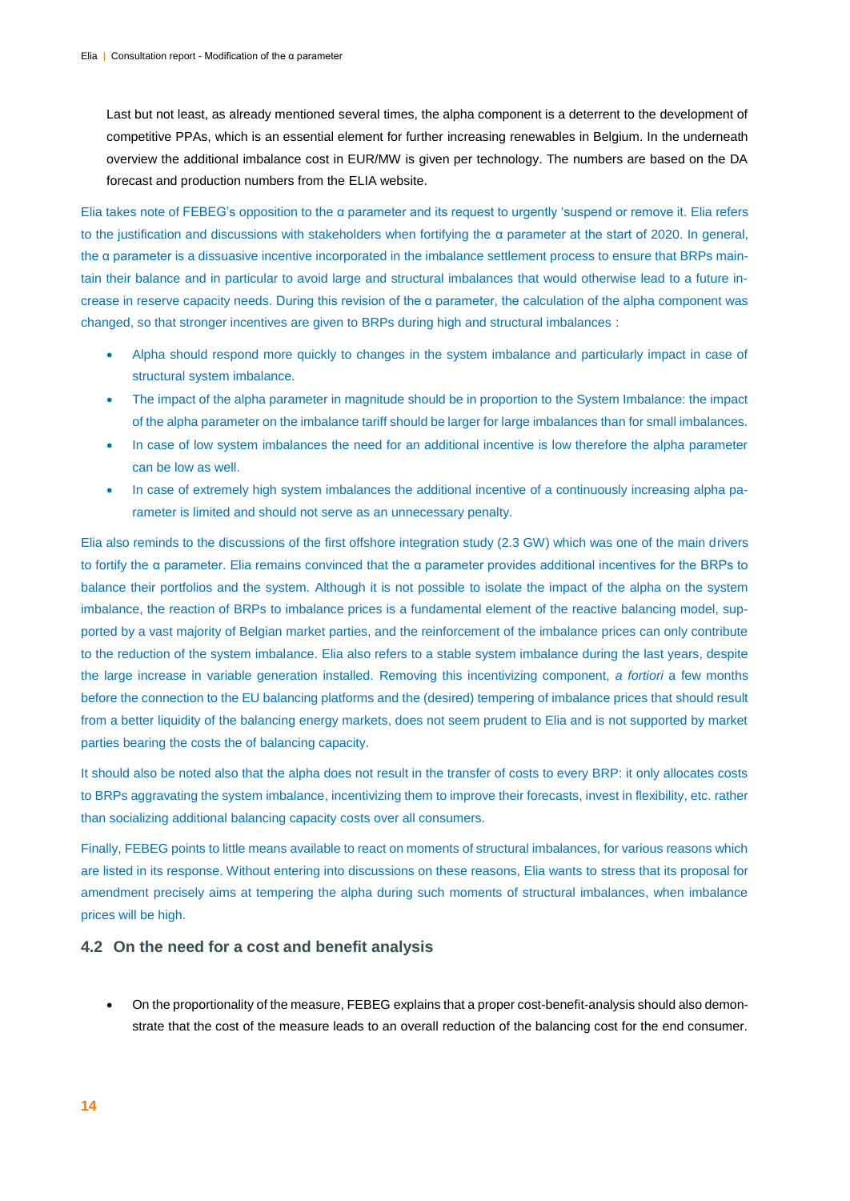Last but not least, as already mentioned several times, the alpha component is a deterrent to the development of competitive PPAs, which is an essential element for further increasing renewables in Belgium. In the underneath overview the additional imbalance cost in EUR/MW is given per technology. The numbers are based on the DA forecast and production numbers from the ELIA website.

Elia takes note of FEBEG's opposition to the α parameter and its request to urgently 'suspend or remove it. Elia refers to the justification and discussions with stakeholders when fortifying the α parameter at the start of 2020. In general, the α parameter is a dissuasive incentive incorporated in the imbalance settlement process to ensure that BRPs maintain their balance and in particular to avoid large and structural imbalances that would otherwise lead to a future increase in reserve capacity needs. During this revision of the α parameter, the calculation of the alpha component was changed, so that stronger incentives are given to BRPs during high and structural imbalances :

- Alpha should respond more quickly to changes in the system imbalance and particularly impact in case of structural system imbalance.
- The impact of the alpha parameter in magnitude should be in proportion to the System Imbalance: the impact of the alpha parameter on the imbalance tariff should be larger for large imbalances than for small imbalances.
- In case of low system imbalances the need for an additional incentive is low therefore the alpha parameter can be low as well.
- In case of extremely high system imbalances the additional incentive of a continuously increasing alpha parameter is limited and should not serve as an unnecessary penalty.

Elia also reminds to the discussions of the first offshore integration study (2.3 GW) which was one of the main drivers to fortify the α parameter. Elia remains convinced that the α parameter provides additional incentives for the BRPs to balance their portfolios and the system. Although it is not possible to isolate the impact of the alpha on the system imbalance, the reaction of BRPs to imbalance prices is a fundamental element of the reactive balancing model, supported by a vast majority of Belgian market parties, and the reinforcement of the imbalance prices can only contribute to the reduction of the system imbalance. Elia also refers to a stable system imbalance during the last years, despite the large increase in variable generation installed. Removing this incentivizing component, *a fortiori* a few months before the connection to the EU balancing platforms and the (desired) tempering of imbalance prices that should result from a better liquidity of the balancing energy markets, does not seem prudent to Elia and is not supported by market parties bearing the costs the of balancing capacity.

It should also be noted also that the alpha does not result in the transfer of costs to every BRP: it only allocates costs to BRPs aggravating the system imbalance, incentivizing them to improve their forecasts, invest in flexibility, etc. rather than socializing additional balancing capacity costs over all consumers.

Finally, FEBEG points to little means available to react on moments of structural imbalances, for various reasons which are listed in its response. Without entering into discussions on these reasons, Elia wants to stress that its proposal for amendment precisely aims at tempering the alpha during such moments of structural imbalances, when imbalance prices will be high.

## 4.2 On the need for a cost and benefit analysis

- On the proportionality of the measure, FEBEG explains that a proper cost-benefit-analysis should also demonstrate that the cost of the measure leads to an overall reduction of the balancing cost for the end consumer.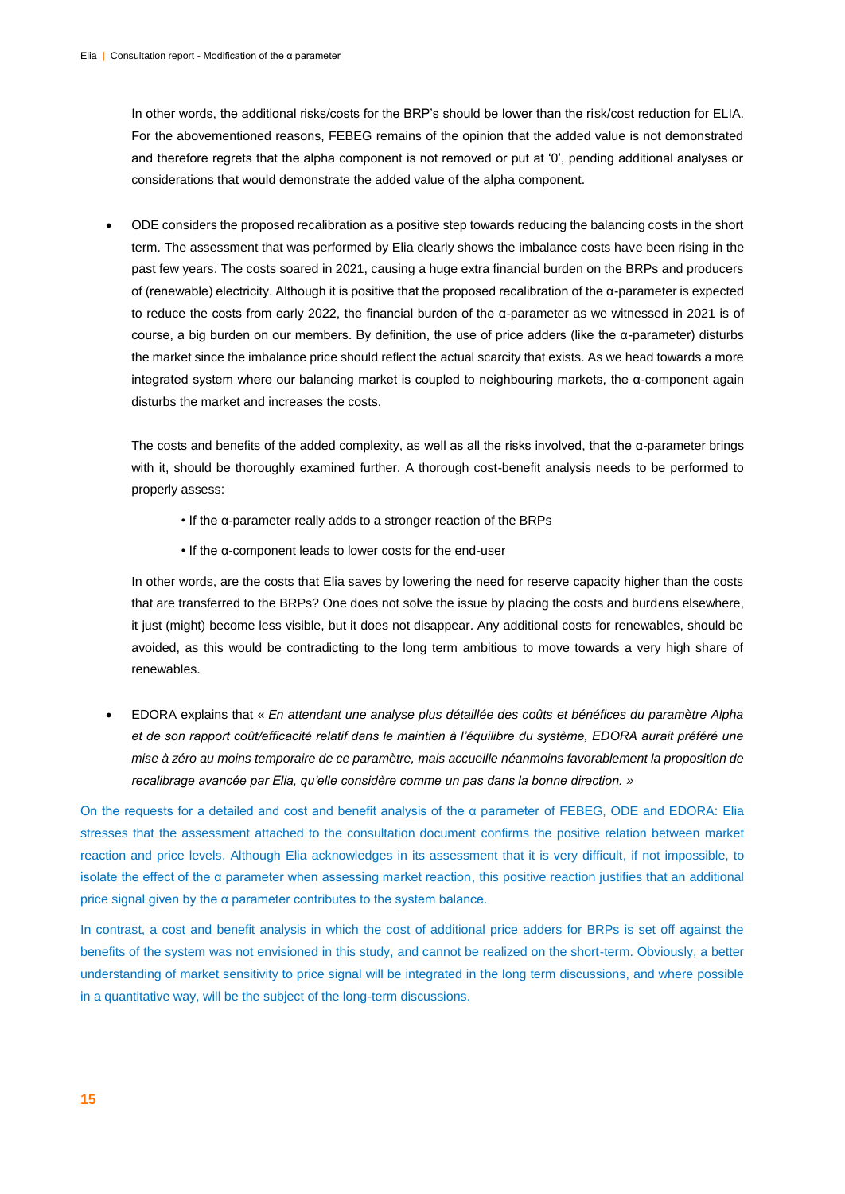In other words, the additional risks/costs for the BRP's should be lower than the risk/cost reduction for ELIA. For the abovementioned reasons, FEBEG remains of the opinion that the added value is not demonstrated and therefore regrets that the alpha component is not removed or put at '0', pending additional analyses or considerations that would demonstrate the added value of the alpha component.

- ODE considers the proposed recalibration as a positive step towards reducing the balancing costs in the short term. The assessment that was performed by Elia clearly shows the imbalance costs have been rising in the past few years. The costs soared in 2021, causing a huge extra financial burden on the BRPs and producers of (renewable) electricity. Although it is positive that the proposed recalibration of the α-parameter is expected to reduce the costs from early 2022, the financial burden of the α-parameter as we witnessed in 2021 is of course, a big burden on our members. By definition, the use of price adders (like the α-parameter) disturbs the market since the imbalance price should reflect the actual scarcity that exists. As we head towards a more integrated system where our balancing market is coupled to neighbouring markets, the α-component again disturbs the market and increases the costs.

  The costs and benefits of the added complexity, as well as all the risks involved, that the α-parameter brings with it, should be thoroughly examined further. A thorough cost-benefit analysis needs to be performed to properly assess:

  - If the α-parameter really adds to a stronger reaction of the BRPs
  - If the α-component leads to lower costs for the end-user

  In other words, are the costs that Elia saves by lowering the need for reserve capacity higher than the costs that are transferred to the BRPs? One does not solve the issue by placing the costs and burdens elsewhere, it just (might) become less visible, but it does not disappear. Any additional costs for renewables, should be avoided, as this would be contradicting to the long term ambitious to move towards a very high share of renewables.

- EDORA explains that « *En attendant une analyse plus détaillée des coûts et bénéfices du paramètre Alpha et de son rapport coût/efficacité relatif dans le maintien à l'équilibre du système, EDORA aurait préféré une mise à zéro au moins temporaire de ce paramètre, mais accueille néanmoins favorablement la proposition de recalibrage avancée par Elia, qu'elle considère comme un pas dans la bonne direction.* »

On the requests for a detailed and cost and benefit analysis of the α parameter of FEBEG, ODE and EDORA: Elia stresses that the assessment attached to the consultation document confirms the positive relation between market reaction and price levels. Although Elia acknowledges in its assessment that it is very difficult, if not impossible, to isolate the effect of the α parameter when assessing market reaction, this positive reaction justifies that an additional price signal given by the α parameter contributes to the system balance.

In contrast, a cost and benefit analysis in which the cost of additional price adders for BRPs is set off against the benefits of the system was not envisioned in this study, and cannot be realized on the short-term. Obviously, a better understanding of market sensitivity to price signal will be integrated in the long term discussions, and where possible in a quantitative way, will be the subject of the long-term discussions.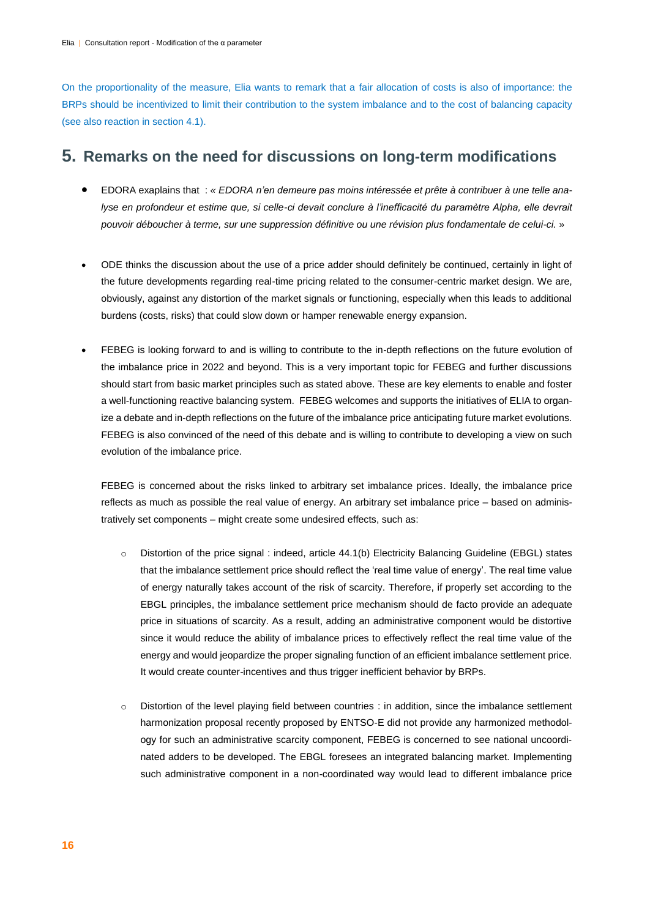On the proportionality of the measure, Elia wants to remark that a fair allocation of costs is also of importance: the BRPs should be incentivized to limit their contribution to the system imbalance and to the cost of balancing capacity (see also reaction in section 4.1).

# 5. Remarks on the need for discussions on long-term modifications

- EDORA exaplains that : « *EDORA n'en demeure pas moins intéressée et prête à contribuer à une telle analyse en profondeur et estime que, si celle-ci devait conclure à l'inefficacité du paramètre Alpha, elle devrait pouvoir déboucher à terme, sur une suppression définitive ou une révision plus fondamentale de celui-ci.* »

- ODE thinks the discussion about the use of a price adder should definitely be continued, certainly in light of the future developments regarding real-time pricing related to the consumer-centric market design. We are, obviously, against any distortion of the market signals or functioning, especially when this leads to additional burdens (costs, risks) that could slow down or hamper renewable energy expansion.

- FEBEG is looking forward to and is willing to contribute to the in-depth reflections on the future evolution of the imbalance price in 2022 and beyond. This is a very important topic for FEBEG and further discussions should start from basic market principles such as stated above. These are key elements to enable and foster a well-functioning reactive balancing system. FEBEG welcomes and supports the initiatives of ELIA to organize a debate and in-depth reflections on the future of the imbalance price anticipating future market evolutions. FEBEG is also convinced of the need of this debate and is willing to contribute to developing a view on such evolution of the imbalance price.

  FEBEG is concerned about the risks linked to arbitrary set imbalance prices. Ideally, the imbalance price reflects as much as possible the real value of energy. An arbitrary set imbalance price – based on administratively set components – might create some undesired effects, such as:

  - Distortion of the price signal : indeed, article 44.1(b) Electricity Balancing Guideline (EBGL) states that the imbalance settlement price should reflect the 'real time value of energy'. The real time value of energy naturally takes account of the risk of scarcity. Therefore, if properly set according to the EBGL principles, the imbalance settlement price mechanism should de facto provide an adequate price in situations of scarcity. As a result, adding an administrative component would be distortive since it would reduce the ability of imbalance prices to effectively reflect the real time value of the energy and would jeopardize the proper signaling function of an efficient imbalance settlement price. It would create counter-incentives and thus trigger inefficient behavior by BRPs.

  - Distortion of the level playing field between countries : in addition, since the imbalance settlement harmonization proposal recently proposed by ENTSO-E did not provide any harmonized methodology for such an administrative scarcity component, FEBEG is concerned to see national uncoordinated adders to be developed. The EBGL foresees an integrated balancing market. Implementing such administrative component in a non-coordinated way would lead to different imbalance price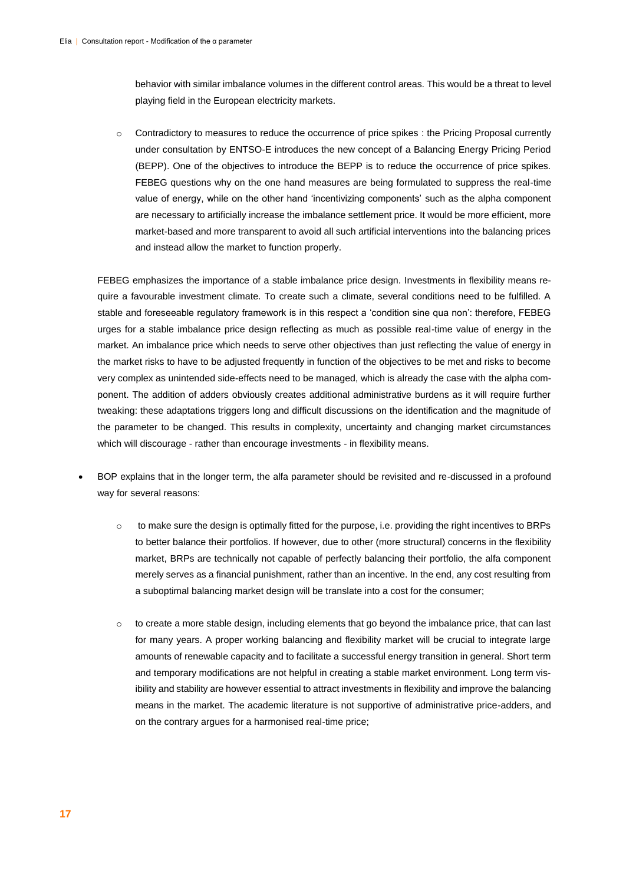behavior with similar imbalance volumes in the different control areas. This would be a threat to level playing field in the European electricity markets.

  - Contradictory to measures to reduce the occurrence of price spikes : the Pricing Proposal currently under consultation by ENTSO-E introduces the new concept of a Balancing Energy Pricing Period (BEPP). One of the objectives to introduce the BEPP is to reduce the occurrence of price spikes. FEBEG questions why on the one hand measures are being formulated to suppress the real-time value of energy, while on the other hand 'incentivizing components' such as the alpha component are necessary to artificially increase the imbalance settlement price. It would be more efficient, more market-based and more transparent to avoid all such artificial interventions into the balancing prices and instead allow the market to function properly.

FEBEG emphasizes the importance of a stable imbalance price design. Investments in flexibility means require a favourable investment climate. To create such a climate, several conditions need to be fulfilled. A stable and foreseeable regulatory framework is in this respect a 'condition sine qua non': therefore, FEBEG urges for a stable imbalance price design reflecting as much as possible real-time value of energy in the market. An imbalance price which needs to serve other objectives than just reflecting the value of energy in the market risks to have to be adjusted frequently in function of the objectives to be met and risks to become very complex as unintended side-effects need to be managed, which is already the case with the alpha component. The addition of adders obviously creates additional administrative burdens as it will require further tweaking: these adaptations triggers long and difficult discussions on the identification and the magnitude of the parameter to be changed. This results in complexity, uncertainty and changing market circumstances which will discourage - rather than encourage investments - in flexibility means.

- BOP explains that in the longer term, the alfa parameter should be revisited and re-discussed in a profound way for several reasons:

  - to make sure the design is optimally fitted for the purpose, i.e. providing the right incentives to BRPs to better balance their portfolios. If however, due to other (more structural) concerns in the flexibility market, BRPs are technically not capable of perfectly balancing their portfolio, the alfa component merely serves as a financial punishment, rather than an incentive. In the end, any cost resulting from a suboptimal balancing market design will be translate into a cost for the consumer;

  - to create a more stable design, including elements that go beyond the imbalance price, that can last for many years. A proper working balancing and flexibility market will be crucial to integrate large amounts of renewable capacity and to facilitate a successful energy transition in general. Short term and temporary modifications are not helpful in creating a stable market environment. Long term visibility and stability are however essential to attract investments in flexibility and improve the balancing means in the market. The academic literature is not supportive of administrative price-adders, and on the contrary argues for a harmonised real-time price;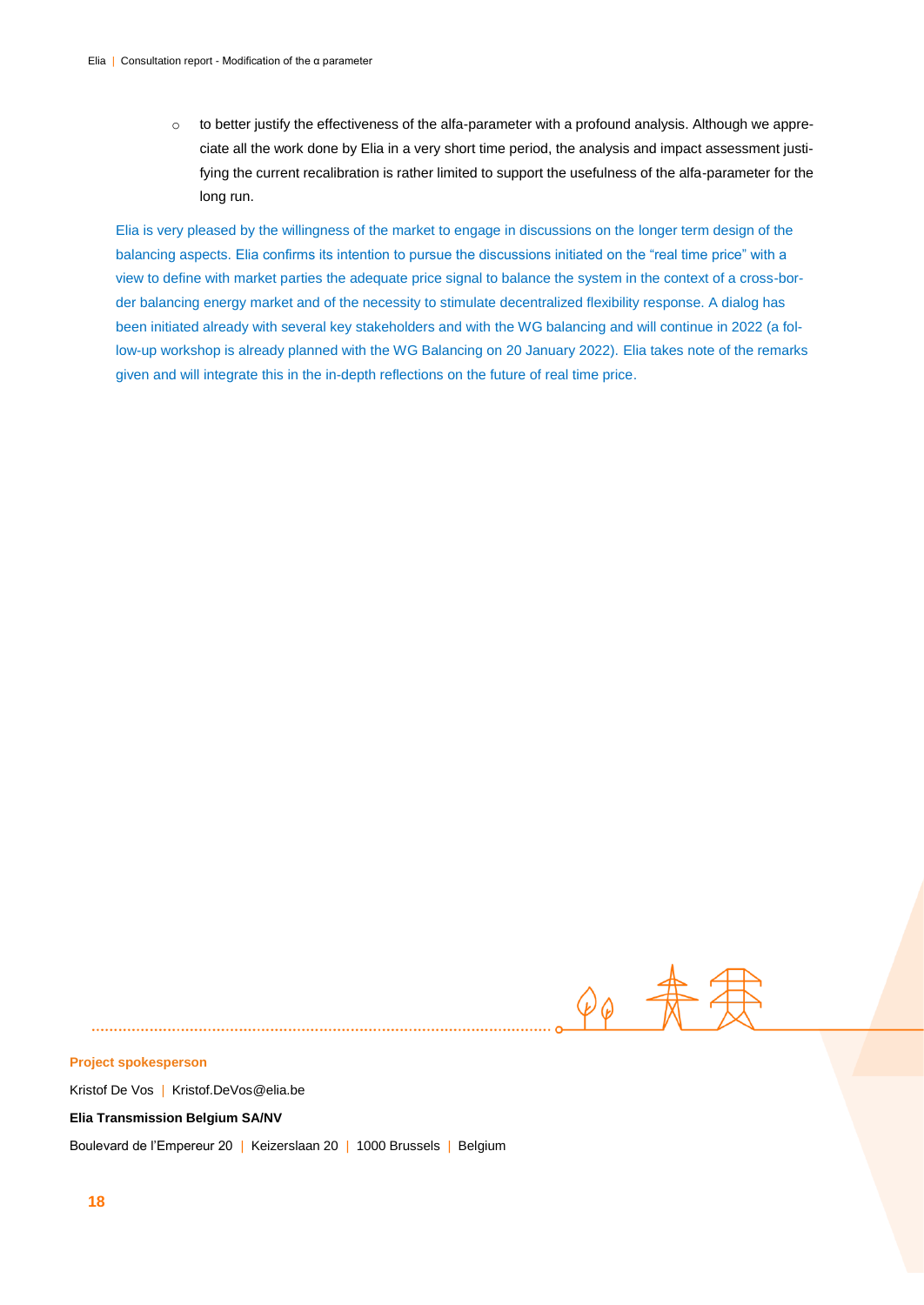- to better justify the effectiveness of the alfa-parameter with a profound analysis. Although we appreciate all the work done by Elia in a very short time period, the analysis and impact assessment justifying the current recalibration is rather limited to support the usefulness of the alfa-parameter for the long run.

Elia is very pleased by the willingness of the market to engage in discussions on the longer term design of the balancing aspects. Elia confirms its intention to pursue the discussions initiated on the "real time price" with a view to define with market parties the adequate price signal to balance the system in the context of a cross-border balancing energy market and of the necessity to stimulate decentralized flexibility response. A dialog has been initiated already with several key stakeholders and with the WG balancing and will continue in 2022 (a follow-up workshop is already planned with the WG Balancing on 20 January 2022). Elia takes note of the remarks given and will integrate this in the in-depth reflections on the future of real time price.

**Project spokesperson**

Kristof De Vos | Kristof.DeVos@elia.be

**Elia Transmission Belgium SA/NV**

Boulevard de l'Empereur 20 | Keizerslaan 20 | 1000 Brussels | Belgium